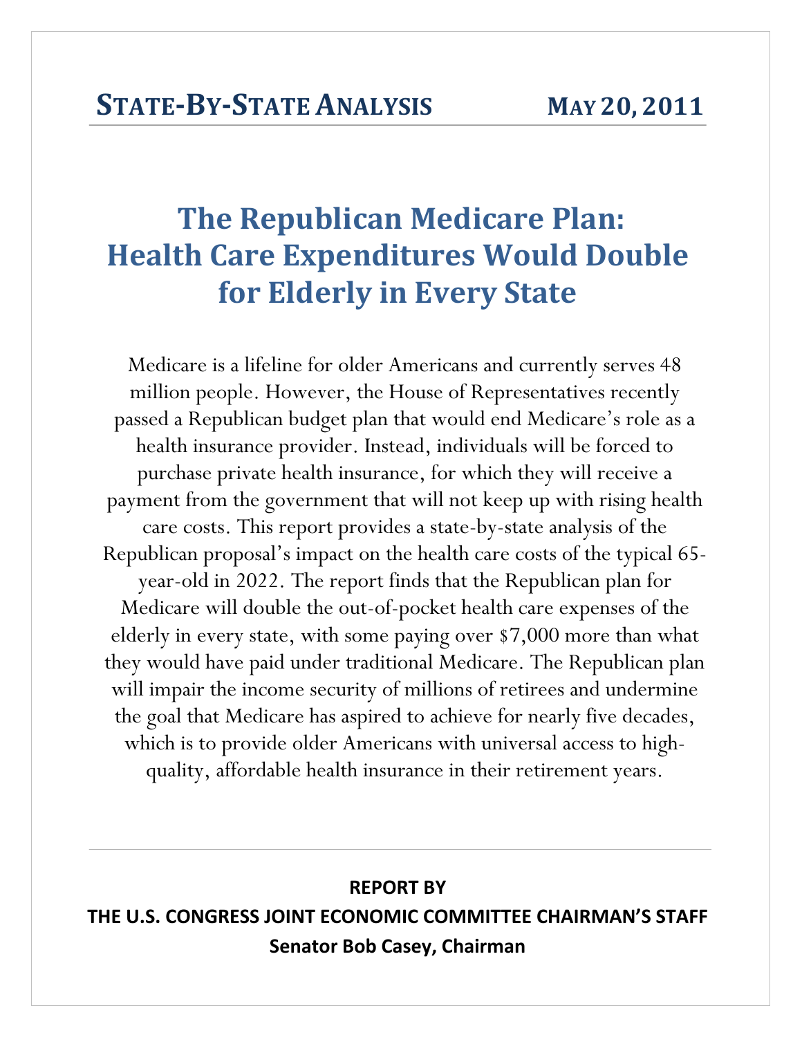**STATE-BY-STATE ANALYSIS** **MAY 20, 2011**

# The Republican Medicare Plan: Health Care Expenditures Would Double for Elderly in Every State

Medicare is a lifeline for older Americans and currently serves 48 million people. However, the House of Representatives recently passed a Republican budget plan that would end Medicare's role as a health insurance provider. Instead, individuals will be forced to purchase private health insurance, for which they will receive a payment from the government that will not keep up with rising health care costs. This report provides a state-by-state analysis of the Republican proposal's impact on the health care costs of the typical 65-year-old in 2022. The report finds that the Republican plan for Medicare will double the out-of-pocket health care expenses of the elderly in every state, with some paying over $7,000 more than what they would have paid under traditional Medicare. The Republican plan will impair the income security of millions of retirees and undermine the goal that Medicare has aspired to achieve for nearly five decades, which is to provide older Americans with universal access to high-quality, affordable health insurance in their retirement years.

---

**REPORT BY**

**THE U.S. CONGRESS JOINT ECONOMIC COMMITTEE CHAIRMAN'S STAFF**

**Senator Bob Casey, Chairman**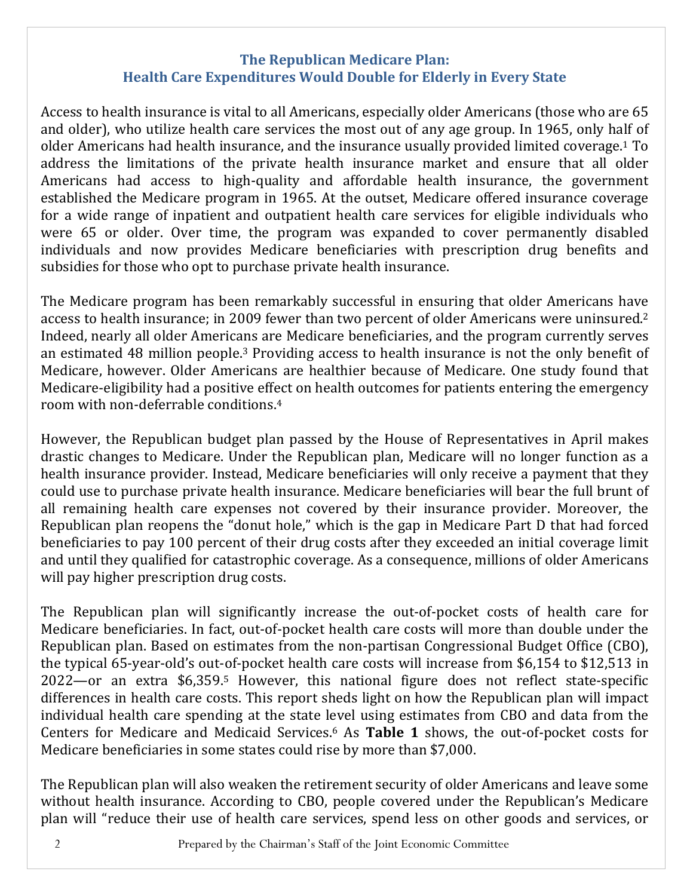## The Republican Medicare Plan:
## Health Care Expenditures Would Double for Elderly in Every State

Access to health insurance is vital to all Americans, especially older Americans (those who are 65 and older), who utilize health care services the most out of any age group. In 1965, only half of older Americans had health insurance, and the insurance usually provided limited coverage.[1] To address the limitations of the private health insurance market and ensure that all older Americans had access to high-quality and affordable health insurance, the government established the Medicare program in 1965. At the outset, Medicare offered insurance coverage for a wide range of inpatient and outpatient health care services for eligible individuals who were 65 or older. Over time, the program was expanded to cover permanently disabled individuals and now provides Medicare beneficiaries with prescription drug benefits and subsidies for those who opt to purchase private health insurance.

The Medicare program has been remarkably successful in ensuring that older Americans have access to health insurance; in 2009 fewer than two percent of older Americans were uninsured.[2] Indeed, nearly all older Americans are Medicare beneficiaries, and the program currently serves an estimated 48 million people.[3] Providing access to health insurance is not the only benefit of Medicare, however. Older Americans are healthier because of Medicare. One study found that Medicare-eligibility had a positive effect on health outcomes for patients entering the emergency room with non-deferrable conditions.[4]

However, the Republican budget plan passed by the House of Representatives in April makes drastic changes to Medicare. Under the Republican plan, Medicare will no longer function as a health insurance provider. Instead, Medicare beneficiaries will only receive a payment that they could use to purchase private health insurance. Medicare beneficiaries will bear the full brunt of all remaining health care expenses not covered by their insurance provider. Moreover, the Republican plan reopens the "donut hole," which is the gap in Medicare Part D that had forced beneficiaries to pay 100 percent of their drug costs after they exceeded an initial coverage limit and until they qualified for catastrophic coverage. As a consequence, millions of older Americans will pay higher prescription drug costs.

The Republican plan will significantly increase the out-of-pocket costs of health care for Medicare beneficiaries. In fact, out-of-pocket health care costs will more than double under the Republican plan. Based on estimates from the non-partisan Congressional Budget Office (CBO), the typical 65-year-old's out-of-pocket health care costs will increase from $6,154 to $12,513 in 2022—or an extra $6,359.[5] However, this national figure does not reflect state-specific differences in health care costs. This report sheds light on how the Republican plan will impact individual health care spending at the state level using estimates from CBO and data from the Centers for Medicare and Medicaid Services.[6] As **Table 1** shows, the out-of-pocket costs for Medicare beneficiaries in some states could rise by more than $7,000.

The Republican plan will also weaken the retirement security of older Americans and leave some without health insurance. According to CBO, people covered under the Republican's Medicare plan will "reduce their use of health care services, spend less on other goods and services, or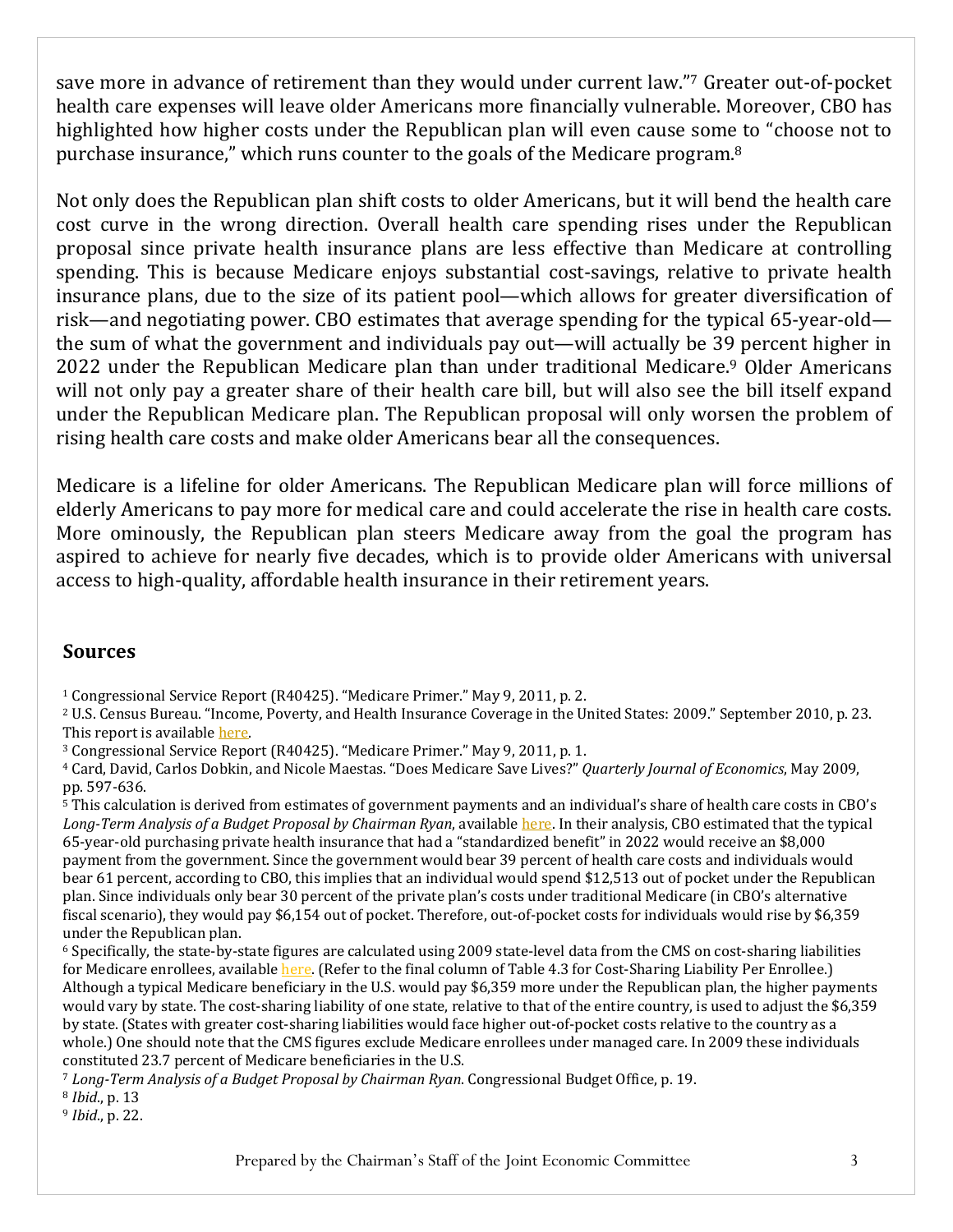save more in advance of retirement than they would under current law."[7] Greater out-of-pocket health care expenses will leave older Americans more financially vulnerable. Moreover, CBO has highlighted how higher costs under the Republican plan will even cause some to "choose not to purchase insurance," which runs counter to the goals of the Medicare program.[8]

Not only does the Republican plan shift costs to older Americans, but it will bend the health care cost curve in the wrong direction. Overall health care spending rises under the Republican proposal since private health insurance plans are less effective than Medicare at controlling spending. This is because Medicare enjoys substantial cost-savings, relative to private health insurance plans, due to the size of its patient pool—which allows for greater diversification of risk—and negotiating power. CBO estimates that average spending for the typical 65-year-old—the sum of what the government and individuals pay out—will actually be 39 percent higher in 2022 under the Republican Medicare plan than under traditional Medicare.[9] Older Americans will not only pay a greater share of their health care bill, but will also see the bill itself expand under the Republican Medicare plan. The Republican proposal will only worsen the problem of rising health care costs and make older Americans bear all the consequences.

Medicare is a lifeline for older Americans. The Republican Medicare plan will force millions of elderly Americans to pay more for medical care and could accelerate the rise in health care costs. More ominously, the Republican plan steers Medicare away from the goal the program has aspired to achieve for nearly five decades, which is to provide older Americans with universal access to high-quality, affordable health insurance in their retirement years.

## Sources

[1] Congressional Service Report (R40425). "Medicare Primer." May 9, 2011, p. 2.

[2] U.S. Census Bureau. "Income, Poverty, and Health Insurance Coverage in the United States: 2009." September 2010, p. 23. This report is available here.

[3] Congressional Service Report (R40425). "Medicare Primer." May 9, 2011, p. 1.

[4] Card, David, Carlos Dobkin, and Nicole Maestas. "Does Medicare Save Lives?" *Quarterly Journal of Economics*, May 2009, pp. 597-636.

[5] This calculation is derived from estimates of government payments and an individual's share of health care costs in CBO's *Long-Term Analysis of a Budget Proposal by Chairman Ryan*, available here. In their analysis, CBO estimated that the typical 65-year-old purchasing private health insurance that had a "standardized benefit" in 2022 would receive an $8,000 payment from the government. Since the government would bear 39 percent of health care costs and individuals would bear 61 percent, according to CBO, this implies that an individual would spend $12,513 out of pocket under the Republican plan. Since individuals only bear 30 percent of the private plan's costs under traditional Medicare (in CBO's alternative fiscal scenario), they would pay $6,154 out of pocket. Therefore, out-of-pocket costs for individuals would rise by $6,359 under the Republican plan.

[6] Specifically, the state-by-state figures are calculated using 2009 state-level data from the CMS on cost-sharing liabilities for Medicare enrollees, available here. (Refer to the final column of Table 4.3 for Cost-Sharing Liability Per Enrollee.) Although a typical Medicare beneficiary in the U.S. would pay $6,359 more under the Republican plan, the higher payments would vary by state. The cost-sharing liability of one state, relative to that of the entire country, is used to adjust the $6,359 by state. (States with greater cost-sharing liabilities would face higher out-of-pocket costs relative to the country as a whole.) One should note that the CMS figures exclude Medicare enrollees under managed care. In 2009 these individuals constituted 23.7 percent of Medicare beneficiaries in the U.S.

[7] *Long-Term Analysis of a Budget Proposal by Chairman Ryan*. Congressional Budget Office, p. 19.

[8] *Ibid*., p. 13

[9] *Ibid*., p. 22.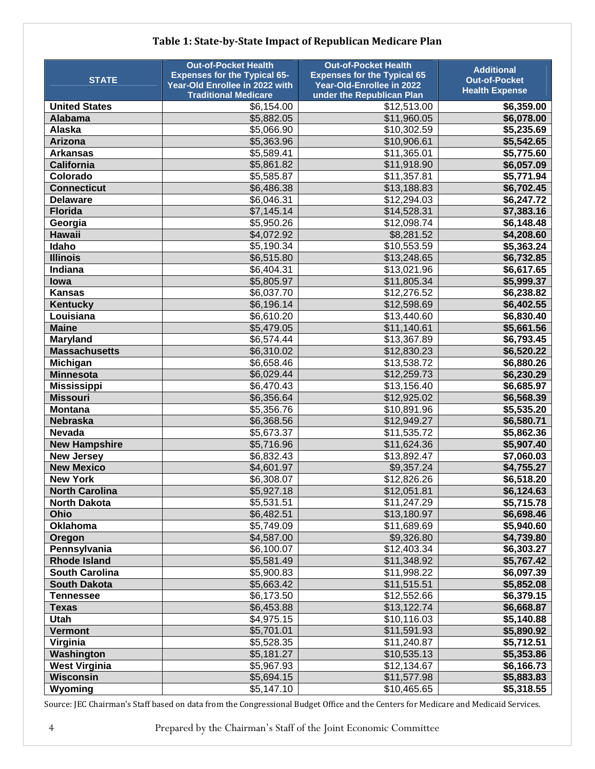## Table 1: State-by-State Impact of Republican Medicare Plan

| STATE | Out-of-Pocket Health Expenses for the Typical 65-Year-Old Enrollee in 2022 with Traditional Medicare | Out-of-Pocket Health Expenses for the Typical 65 Year-Old-Enrollee in 2022 under the Republican Plan | Additional Out-of-Pocket Health Expense |
|---|---|---|---|
| **United States** | $6,154.00 | $12,513.00 | **$6,359.00** |
| **Alabama** | $5,882.05 | $11,960.05 | **$6,078.00** |
| **Alaska** | $5,066.90 | $10,302.59 | **$5,235.69** |
| **Arizona** | $5,363.96 | $10,906.61 | **$5,542.65** |
| **Arkansas** | $5,589.41 | $11,365.01 | **$5,775.60** |
| **California** | $5,861.82 | $11,918.90 | **$6,057.09** |
| **Colorado** | $5,585.87 | $11,357.81 | **$5,771.94** |
| **Connecticut** | $6,486.38 | $13,188.83 | **$6,702.45** |
| **Delaware** | $6,046.31 | $12,294.03 | **$6,247.72** |
| **Florida** | $7,145.14 | $14,528.31 | **$7,383.16** |
| **Georgia** | $5,950.26 | $12,098.74 | **$6,148.48** |
| **Hawaii** | $4,072.92 | $8,281.52 | **$4,208.60** |
| **Idaho** | $5,190.34 | $10,553.59 | **$5,363.24** |
| **Illinois** | $6,515.80 | $13,248.65 | **$6,732.85** |
| **Indiana** | $6,404.31 | $13,021.96 | **$6,617.65** |
| **Iowa** | $5,805.97 | $11,805.34 | **$5,999.37** |
| **Kansas** | $6,037.70 | $12,276.52 | **$6,238.82** |
| **Kentucky** | $6,196.14 | $12,598.69 | **$6,402.55** |
| **Louisiana** | $6,610.20 | $13,440.60 | **$6,830.40** |
| **Maine** | $5,479.05 | $11,140.61 | **$5,661.56** |
| **Maryland** | $6,574.44 | $13,367.89 | **$6,793.45** |
| **Massachusetts** | $6,310.02 | $12,830.23 | **$6,520.22** |
| **Michigan** | $6,658.46 | $13,538.72 | **$6,880.26** |
| **Minnesota** | $6,029.44 | $12,259.73 | **$6,230.29** |
| **Mississippi** | $6,470.43 | $13,156.40 | **$6,685.97** |
| **Missouri** | $6,356.64 | $12,925.02 | **$6,568.39** |
| **Montana** | $5,356.76 | $10,891.96 | **$5,535.20** |
| **Nebraska** | $6,368.56 | $12,949.27 | **$6,580.71** |
| **Nevada** | $5,673.37 | $11,535.72 | **$5,862.36** |
| **New Hampshire** | $5,716.96 | $11,624.36 | **$5,907.40** |
| **New Jersey** | $6,832.43 | $13,892.47 | **$7,060.03** |
| **New Mexico** | $4,601.97 | $9,357.24 | **$4,755.27** |
| **New York** | $6,308.07 | $12,826.26 | **$6,518.20** |
| **North Carolina** | $5,927.18 | $12,051.81 | **$6,124.63** |
| **North Dakota** | $5,531.51 | $11,247.29 | **$5,715.78** |
| **Ohio** | $6,482.51 | $13,180.97 | **$6,698.46** |
| **Oklahoma** | $5,749.09 | $11,689.69 | **$5,940.60** |
| **Oregon** | $4,587.00 | $9,326.80 | **$4,739.80** |
| **Pennsylvania** | $6,100.07 | $12,403.34 | **$6,303.27** |
| **Rhode Island** | $5,581.49 | $11,348.92 | **$5,767.42** |
| **South Carolina** | $5,900.83 | $11,998.22 | **$6,097.39** |
| **South Dakota** | $5,663.42 | $11,515.51 | **$5,852.08** |
| **Tennessee** | $6,173.50 | $12,552.66 | **$6,379.15** |
| **Texas** | $6,453.88 | $13,122.74 | **$6,668.87** |
| **Utah** | $4,975.15 | $10,116.03 | **$5,140.88** |
| **Vermont** | $5,701.01 | $11,591.93 | **$5,890.92** |
| **Virginia** | $5,528.35 | $11,240.87 | **$5,712.51** |
| **Washington** | $5,181.27 | $10,535.13 | **$5,353.86** |
| **West Virginia** | $5,967.93 | $12,134.67 | **$6,166.73** |
| **Wisconsin** | $5,694.15 | $11,577.98 | **$5,883.83** |
| **Wyoming** | $5,147.10 | $10,465.65 | **$5,318.55** |

Source: JEC Chairman's Staff based on data from the Congressional Budget Office and the Centers for Medicare and Medicaid Services.